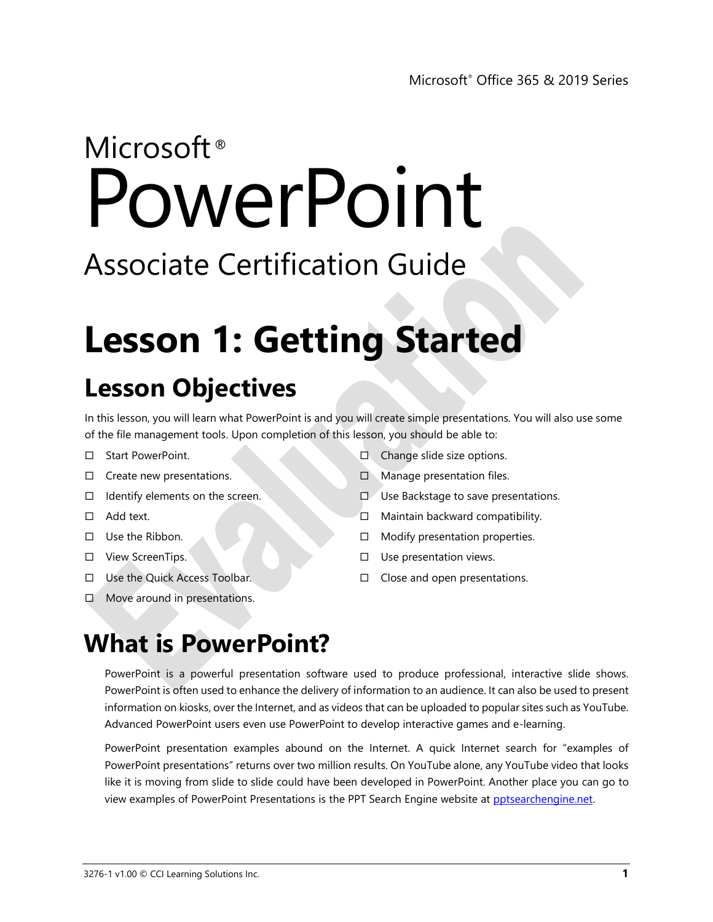Microsoft® PowerPoint

Associate Certification Guide

# Lesson 1: Getting Started

## Lesson Objectives

In this lesson, you will learn what PowerPoint is and you will create simple presentations. You will also use some of the file management tools. Upon completion of this lesson, you should be able to:

- ☐ Start PowerPoint.
- ☐ Create new presentations.
- ☐ Identify elements on the screen.
- ☐ Add text.
- ☐ Use the Ribbon.
- ☐ View ScreenTips.
- ☐ Use the Quick Access Toolbar.
- ☐ Move around in presentations.
- ☐ Change slide size options.
- ☐ Manage presentation files.
- ☐ Use Backstage to save presentations.
- ☐ Maintain backward compatibility.
- ☐ Modify presentation properties.
- ☐ Use presentation views.
- ☐ Close and open presentations.

## What is PowerPoint?

PowerPoint is a powerful presentation software used to produce professional, interactive slide shows. PowerPoint is often used to enhance the delivery of information to an audience. It can also be used to present information on kiosks, over the Internet, and as videos that can be uploaded to popular sites such as YouTube. Advanced PowerPoint users even use PowerPoint to develop interactive games and e-learning.

PowerPoint presentation examples abound on the Internet. A quick Internet search for "examples of PowerPoint presentations" returns over two million results. On YouTube alone, any YouTube video that looks like it is moving from slide to slide could have been developed in PowerPoint. Another place you can go to view examples of PowerPoint Presentations is the PPT Search Engine website at [pptsearchengine.net](pptsearchengine.net).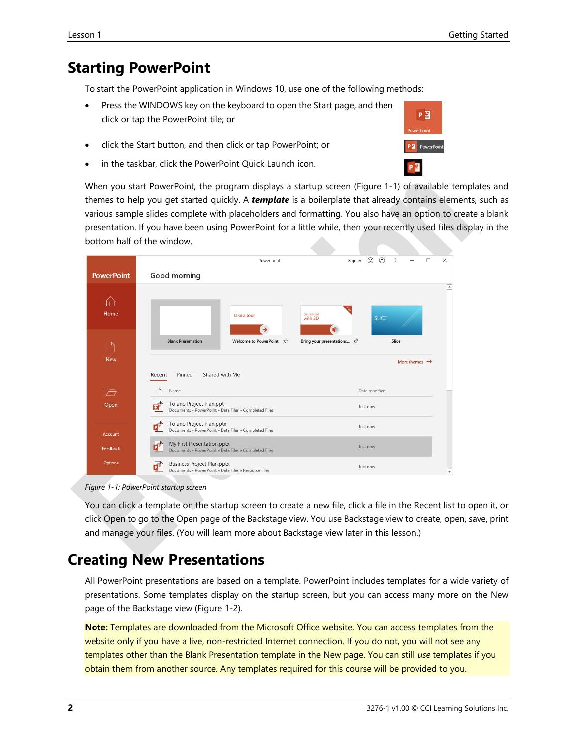## Starting PowerPoint

To start the PowerPoint application in Windows 10, use one of the following methods:

- Press the WINDOWS key on the keyboard to open the Start page, and then click or tap the PowerPoint tile; or
- click the Start button, and then click or tap PowerPoint; or
- in the taskbar, click the PowerPoint Quick Launch icon.

When you start PowerPoint, the program displays a startup screen (Figure 1-1) of available templates and themes to help you get started quickly. A ***template*** is a boilerplate that already contains elements, such as various sample slides complete with placeholders and formatting. You also have an option to create a blank presentation. If you have been using PowerPoint for a little while, then your recently used files display in the bottom half of the window.

*Figure 1-1: PowerPoint startup screen*

You can click a template on the startup screen to create a new file, click a file in the Recent list to open it, or click Open to go to the Open page of the Backstage view. You use Backstage view to create, open, save, print and manage your files. (You will learn more about Backstage view later in this lesson.)

## Creating New Presentations

All PowerPoint presentations are based on a template. PowerPoint includes templates for a wide variety of presentations. Some templates display on the startup screen, but you can access many more on the New page of the Backstage view (Figure 1-2).

**Note:** Templates are downloaded from the Microsoft Office website. You can access templates from the website only if you have a live, non-restricted Internet connection. If you do not, you will not see any templates other than the Blank Presentation template in the New page. You can still *use* templates if you obtain them from another source. Any templates required for this course will be provided to you.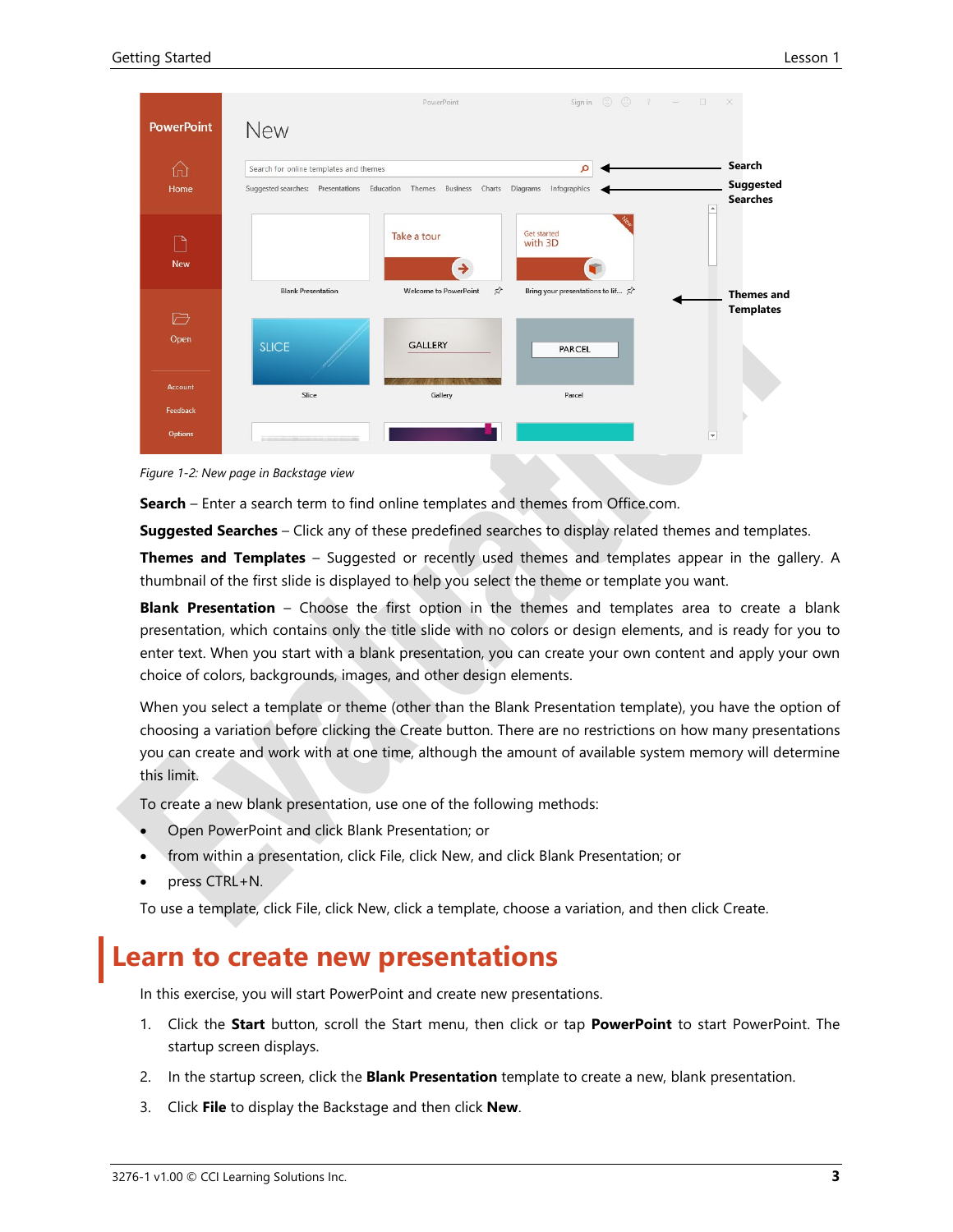*Figure 1-2: New page in Backstage view*

**Search** – Enter a search term to find online templates and themes from Office.com.

**Suggested Searches** – Click any of these predefined searches to display related themes and templates.

**Themes and Templates** – Suggested or recently used themes and templates appear in the gallery. A thumbnail of the first slide is displayed to help you select the theme or template you want.

**Blank Presentation** – Choose the first option in the themes and templates area to create a blank presentation, which contains only the title slide with no colors or design elements, and is ready for you to enter text. When you start with a blank presentation, you can create your own content and apply your own choice of colors, backgrounds, images, and other design elements.

When you select a template or theme (other than the Blank Presentation template), you have the option of choosing a variation before clicking the Create button. There are no restrictions on how many presentations you can create and work with at one time, although the amount of available system memory will determine this limit.

To create a new blank presentation, use one of the following methods:

- Open PowerPoint and click Blank Presentation; or
- from within a presentation, click File, click New, and click Blank Presentation; or
- press CTRL+N.

To use a template, click File, click New, click a template, choose a variation, and then click Create.

# Learn to create new presentations

In this exercise, you will start PowerPoint and create new presentations.

1. Click the **Start** button, scroll the Start menu, then click or tap **PowerPoint** to start PowerPoint. The startup screen displays.
2. In the startup screen, click the **Blank Presentation** template to create a new, blank presentation.
3. Click **File** to display the Backstage and then click **New**.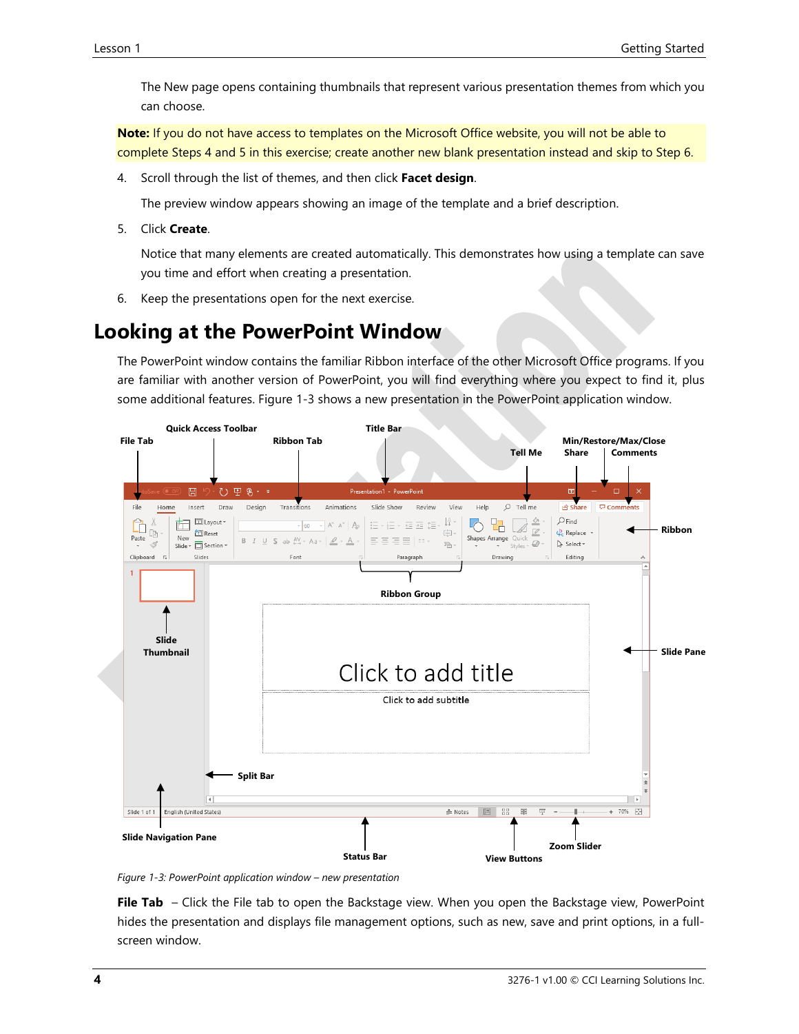The New page opens containing thumbnails that represent various presentation themes from which you can choose.

**Note:** If you do not have access to templates on the Microsoft Office website, you will not be able to complete Steps 4 and 5 in this exercise; create another new blank presentation instead and skip to Step 6.

4. Scroll through the list of themes, and then click **Facet design**.

   The preview window appears showing an image of the template and a brief description.

5. Click **Create**.

   Notice that many elements are created automatically. This demonstrates how using a template can save you time and effort when creating a presentation.

6. Keep the presentations open for the next exercise.

## Looking at the PowerPoint Window

The PowerPoint window contains the familiar Ribbon interface of the other Microsoft Office programs. If you are familiar with another version of PowerPoint, you will find everything where you expect to find it, plus some additional features. Figure 1-3 shows a new presentation in the PowerPoint application window.

*Figure 1-3: PowerPoint application window – new presentation*

**File Tab** – Click the File tab to open the Backstage view. When you open the Backstage view, PowerPoint hides the presentation and displays file management options, such as new, save and print options, in a full-screen window.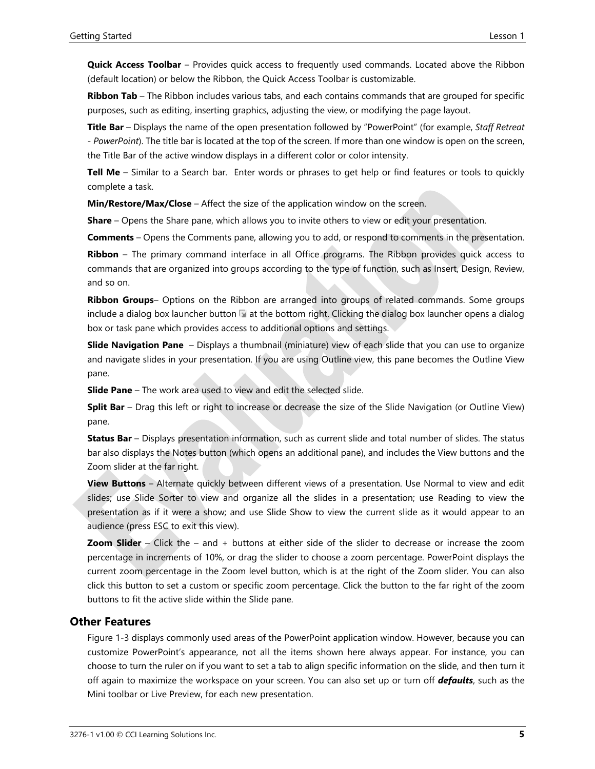**Quick Access Toolbar** – Provides quick access to frequently used commands. Located above the Ribbon (default location) or below the Ribbon, the Quick Access Toolbar is customizable.

**Ribbon Tab** – The Ribbon includes various tabs, and each contains commands that are grouped for specific purposes, such as editing, inserting graphics, adjusting the view, or modifying the page layout.

**Title Bar** – Displays the name of the open presentation followed by "PowerPoint" (for example, *Staff Retreat - PowerPoint*). The title bar is located at the top of the screen. If more than one window is open on the screen, the Title Bar of the active window displays in a different color or color intensity.

**Tell Me** – Similar to a Search bar. Enter words or phrases to get help or find features or tools to quickly complete a task.

**Min/Restore/Max/Close** – Affect the size of the application window on the screen.

**Share** – Opens the Share pane, which allows you to invite others to view or edit your presentation.

**Comments** – Opens the Comments pane, allowing you to add, or respond to comments in the presentation.

**Ribbon** – The primary command interface in all Office programs. The Ribbon provides quick access to commands that are organized into groups according to the type of function, such as Insert, Design, Review, and so on.

**Ribbon Groups**– Options on the Ribbon are arranged into groups of related commands. Some groups include a dialog box launcher button at the bottom right. Clicking the dialog box launcher opens a dialog box or task pane which provides access to additional options and settings.

**Slide Navigation Pane** – Displays a thumbnail (miniature) view of each slide that you can use to organize and navigate slides in your presentation. If you are using Outline view, this pane becomes the Outline View pane.

**Slide Pane** – The work area used to view and edit the selected slide.

**Split Bar** – Drag this left or right to increase or decrease the size of the Slide Navigation (or Outline View) pane.

**Status Bar** – Displays presentation information, such as current slide and total number of slides. The status bar also displays the Notes button (which opens an additional pane), and includes the View buttons and the Zoom slider at the far right.

**View Buttons** – Alternate quickly between different views of a presentation. Use Normal to view and edit slides; use Slide Sorter to view and organize all the slides in a presentation; use Reading to view the presentation as if it were a show; and use Slide Show to view the current slide as it would appear to an audience (press ESC to exit this view).

**Zoom Slider** – Click the – and + buttons at either side of the slider to decrease or increase the zoom percentage in increments of 10%, or drag the slider to choose a zoom percentage. PowerPoint displays the current zoom percentage in the Zoom level button, which is at the right of the Zoom slider. You can also click this button to set a custom or specific zoom percentage. Click the button to the far right of the zoom buttons to fit the active slide within the Slide pane.

## Other Features

Figure 1-3 displays commonly used areas of the PowerPoint application window. However, because you can customize PowerPoint's appearance, not all the items shown here always appear. For instance, you can choose to turn the ruler on if you want to set a tab to align specific information on the slide, and then turn it off again to maximize the workspace on your screen. You can also set up or turn off ***defaults***, such as the Mini toolbar or Live Preview, for each new presentation.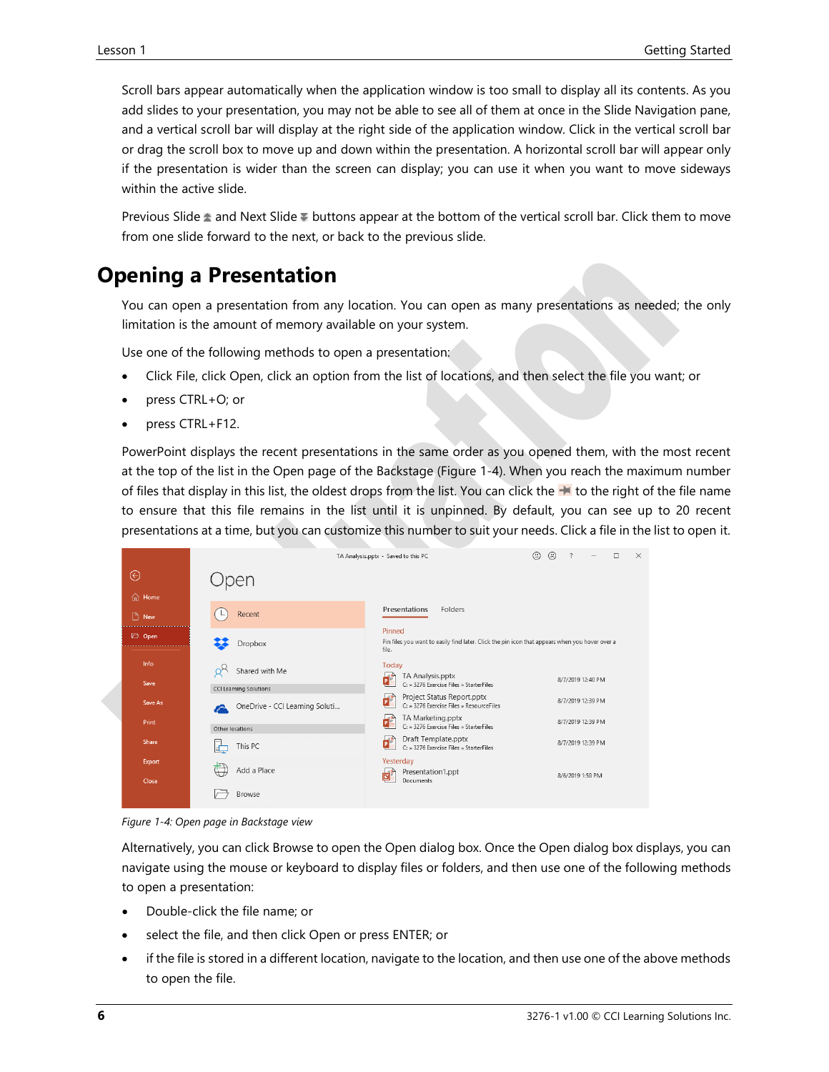Scroll bars appear automatically when the application window is too small to display all its contents. As you add slides to your presentation, you may not be able to see all of them at once in the Slide Navigation pane, and a vertical scroll bar will display at the right side of the application window. Click in the vertical scroll bar or drag the scroll box to move up and down within the presentation. A horizontal scroll bar will appear only if the presentation is wider than the screen can display; you can use it when you want to move sideways within the active slide.

Previous Slide and Next Slide buttons appear at the bottom of the vertical scroll bar. Click them to move from one slide forward to the next, or back to the previous slide.

# Opening a Presentation

You can open a presentation from any location. You can open as many presentations as needed; the only limitation is the amount of memory available on your system.

Use one of the following methods to open a presentation:

- Click File, click Open, click an option from the list of locations, and then select the file you want; or
- press CTRL+O; or
- press CTRL+F12.

PowerPoint displays the recent presentations in the same order as you opened them, with the most recent at the top of the list in the Open page of the Backstage (Figure 1-4). When you reach the maximum number of files that display in this list, the oldest drops from the list. You can click the to the right of the file name to ensure that this file remains in the list until it is unpinned. By default, you can see up to 20 recent presentations at a time, but you can customize this number to suit your needs. Click a file in the list to open it.

*Figure 1-4: Open page in Backstage view*

Alternatively, you can click Browse to open the Open dialog box. Once the Open dialog box displays, you can navigate using the mouse or keyboard to display files or folders, and then use one of the following methods to open a presentation:

- Double-click the file name; or
- select the file, and then click Open or press ENTER; or
- if the file is stored in a different location, navigate to the location, and then use one of the above methods to open the file.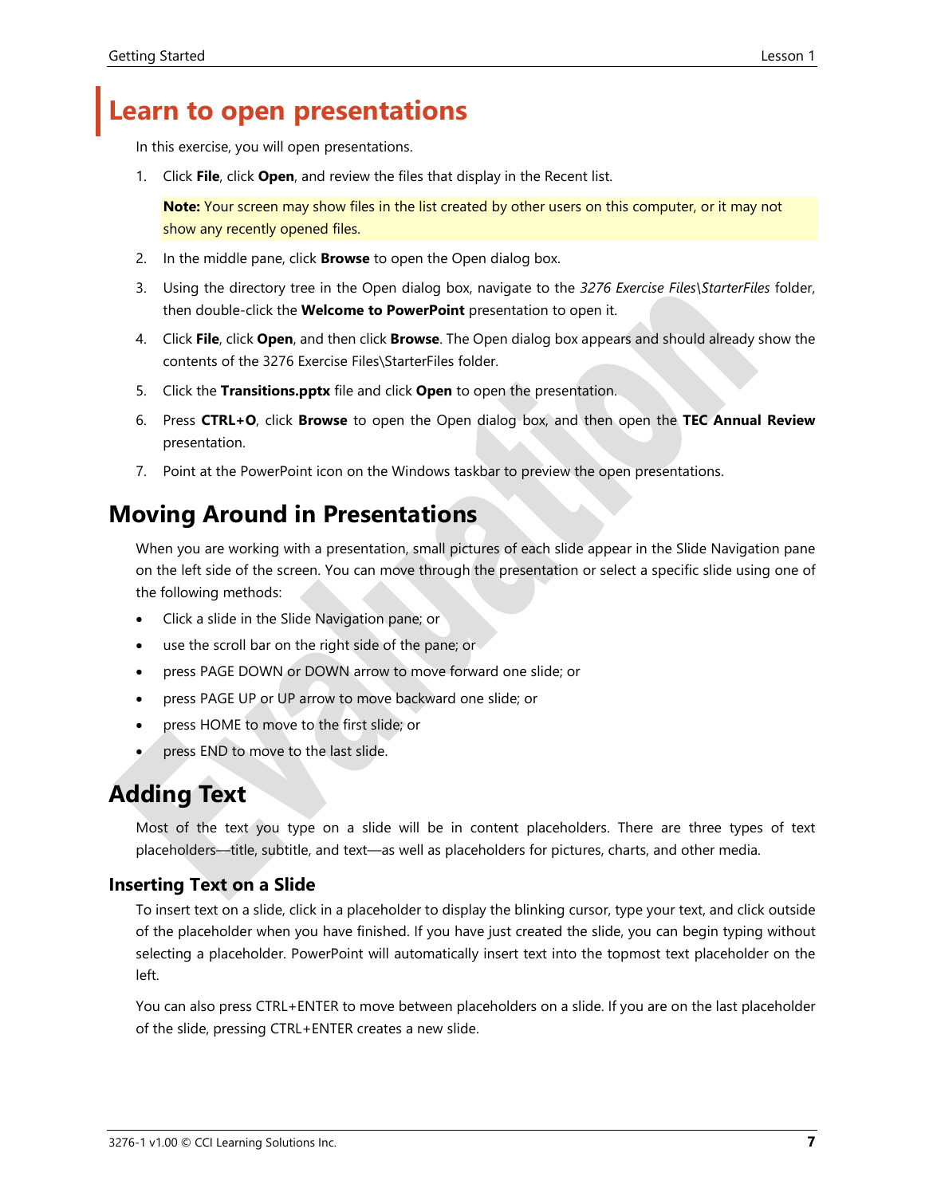# Learn to open presentations

In this exercise, you will open presentations.

1. Click **File**, click **Open**, and review the files that display in the Recent list.

   **Note:** Your screen may show files in the list created by other users on this computer, or it may not show any recently opened files.

2. In the middle pane, click **Browse** to open the Open dialog box.
3. Using the directory tree in the Open dialog box, navigate to the *3276 Exercise Files\StarterFiles* folder, then double-click the **Welcome to PowerPoint** presentation to open it.
4. Click **File**, click **Open**, and then click **Browse**. The Open dialog box appears and should already show the contents of the 3276 Exercise Files\StarterFiles folder.
5. Click the **Transitions.pptx** file and click **Open** to open the presentation.
6. Press **CTRL+O**, click **Browse** to open the Open dialog box, and then open the **TEC Annual Review** presentation.
7. Point at the PowerPoint icon on the Windows taskbar to preview the open presentations.

# Moving Around in Presentations

When you are working with a presentation, small pictures of each slide appear in the Slide Navigation pane on the left side of the screen. You can move through the presentation or select a specific slide using one of the following methods:

- Click a slide in the Slide Navigation pane; or
- use the scroll bar on the right side of the pane; or
- press PAGE DOWN or DOWN arrow to move forward one slide; or
- press PAGE UP or UP arrow to move backward one slide; or
- press HOME to move to the first slide; or
- press END to move to the last slide.

# Adding Text

Most of the text you type on a slide will be in content placeholders. There are three types of text placeholders—title, subtitle, and text—as well as placeholders for pictures, charts, and other media.

## Inserting Text on a Slide

To insert text on a slide, click in a placeholder to display the blinking cursor, type your text, and click outside of the placeholder when you have finished. If you have just created the slide, you can begin typing without selecting a placeholder. PowerPoint will automatically insert text into the topmost text placeholder on the left.

You can also press CTRL+ENTER to move between placeholders on a slide. If you are on the last placeholder of the slide, pressing CTRL+ENTER creates a new slide.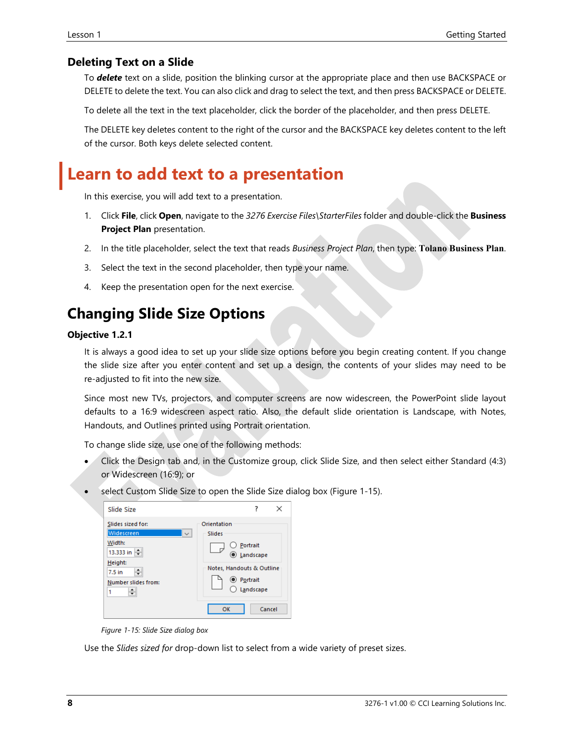## Deleting Text on a Slide

To ***delete*** text on a slide, position the blinking cursor at the appropriate place and then use BACKSPACE or DELETE to delete the text. You can also click and drag to select the text, and then press BACKSPACE or DELETE.

To delete all the text in the text placeholder, click the border of the placeholder, and then press DELETE.

The DELETE key deletes content to the right of the cursor and the BACKSPACE key deletes content to the left of the cursor. Both keys delete selected content.

# Learn to add text to a presentation

In this exercise, you will add text to a presentation.

1. Click **File**, click **Open**, navigate to the *3276 Exercise Files\StarterFiles* folder and double-click the **Business Project Plan** presentation.
2. In the title placeholder, select the text that reads *Business Project Plan*, then type: **Tolano Business Plan**.
3. Select the text in the second placeholder, then type your name.
4. Keep the presentation open for the next exercise.

# Changing Slide Size Options

**Objective 1.2.1**

It is always a good idea to set up your slide size options before you begin creating content. If you change the slide size after you enter content and set up a design, the contents of your slides may need to be re-adjusted to fit into the new size.

Since most new TVs, projectors, and computer screens are now widescreen, the PowerPoint slide layout defaults to a 16:9 widescreen aspect ratio. Also, the default slide orientation is Landscape, with Notes, Handouts, and Outlines printed using Portrait orientation.

To change slide size, use one of the following methods:

- Click the Design tab and, in the Customize group, click Slide Size, and then select either Standard (4:3) or Widescreen (16:9); or
- select Custom Slide Size to open the Slide Size dialog box (Figure 1-15).

*Figure 1-15: Slide Size dialog box*

Use the *Slides sized for* drop-down list to select from a wide variety of preset sizes.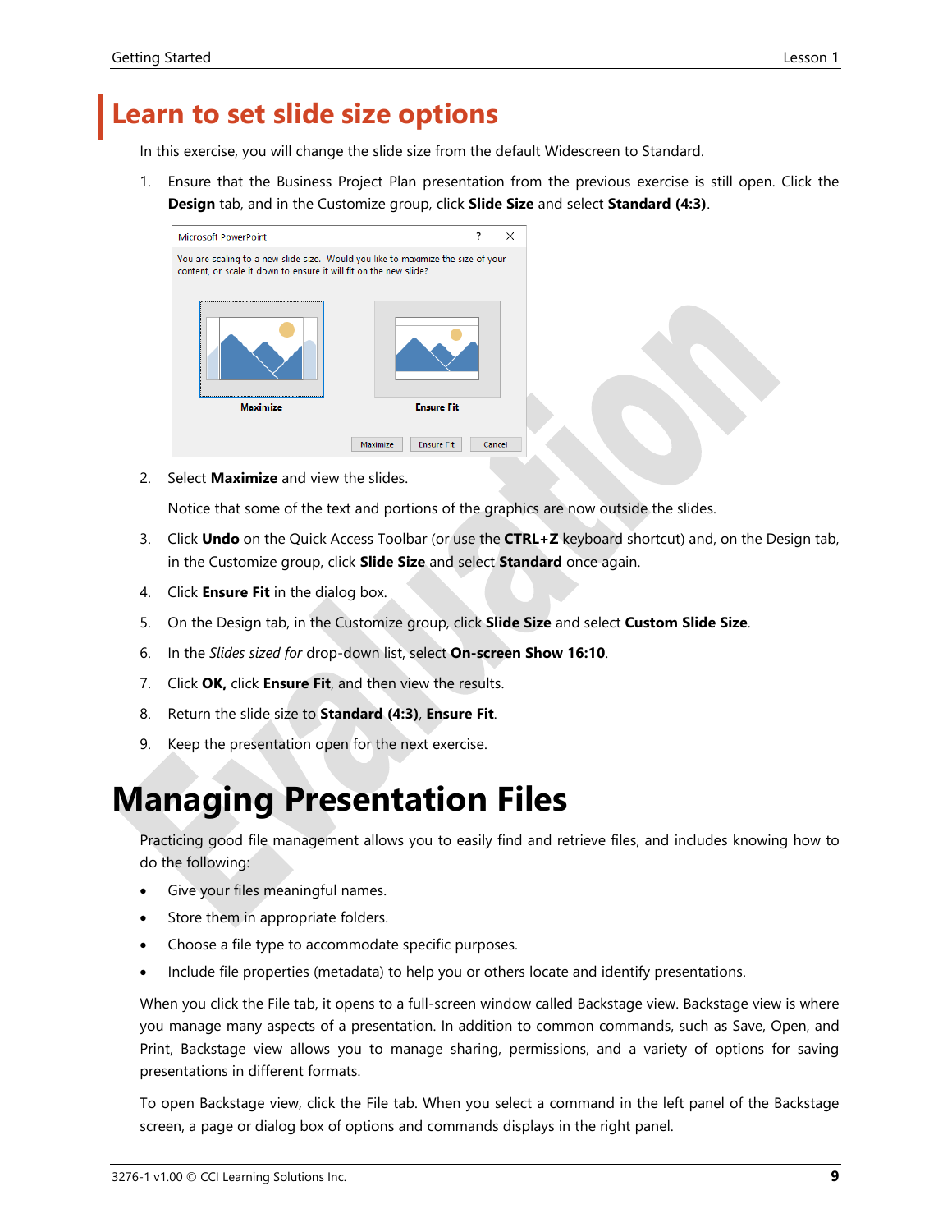## Learn to set slide size options

In this exercise, you will change the slide size from the default Widescreen to Standard.

1. Ensure that the Business Project Plan presentation from the previous exercise is still open. Click the **Design** tab, and in the Customize group, click **Slide Size** and select **Standard (4:3)**.

2. Select **Maximize** and view the slides.

   Notice that some of the text and portions of the graphics are now outside the slides.

3. Click **Undo** on the Quick Access Toolbar (or use the **CTRL+Z** keyboard shortcut) and, on the Design tab, in the Customize group, click **Slide Size** and select **Standard** once again.
4. Click **Ensure Fit** in the dialog box.
5. On the Design tab, in the Customize group, click **Slide Size** and select **Custom Slide Size**.
6. In the *Slides sized for* drop-down list, select **On-screen Show 16:10**.
7. Click **OK,** click **Ensure Fit**, and then view the results.
8. Return the slide size to **Standard (4:3)**, **Ensure Fit**.
9. Keep the presentation open for the next exercise.

# Managing Presentation Files

Practicing good file management allows you to easily find and retrieve files, and includes knowing how to do the following:

- Give your files meaningful names.
- Store them in appropriate folders.
- Choose a file type to accommodate specific purposes.
- Include file properties (metadata) to help you or others locate and identify presentations.

When you click the File tab, it opens to a full-screen window called Backstage view. Backstage view is where you manage many aspects of a presentation. In addition to common commands, such as Save, Open, and Print, Backstage view allows you to manage sharing, permissions, and a variety of options for saving presentations in different formats.

To open Backstage view, click the File tab. When you select a command in the left panel of the Backstage screen, a page or dialog box of options and commands displays in the right panel.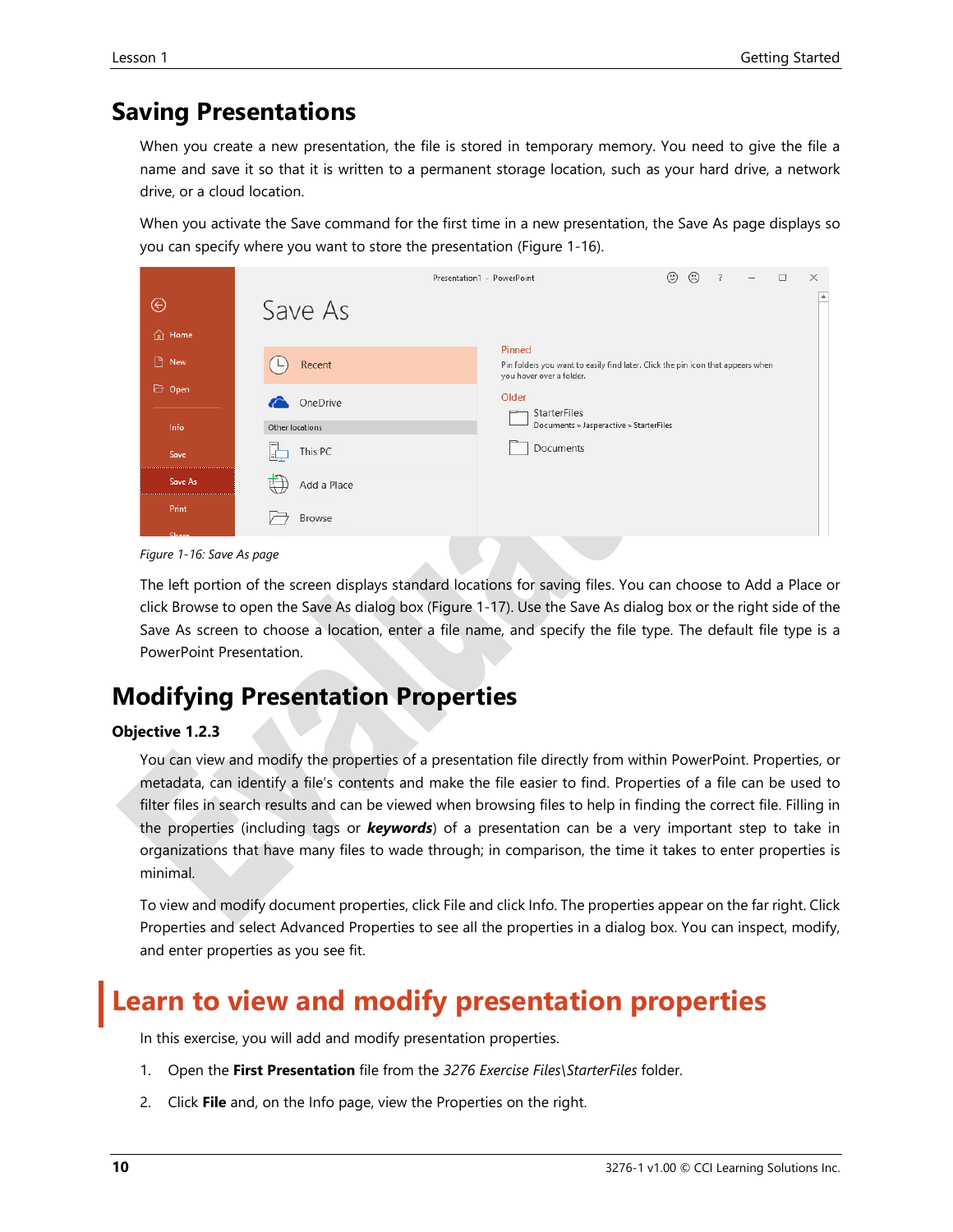## Saving Presentations

When you create a new presentation, the file is stored in temporary memory. You need to give the file a name and save it so that it is written to a permanent storage location, such as your hard drive, a network drive, or a cloud location.

When you activate the Save command for the first time in a new presentation, the Save As page displays so you can specify where you want to store the presentation (Figure 1-16).

*Figure 1-16: Save As page*

The left portion of the screen displays standard locations for saving files. You can choose to Add a Place or click Browse to open the Save As dialog box (Figure 1-17). Use the Save As dialog box or the right side of the Save As screen to choose a location, enter a file name, and specify the file type. The default file type is a PowerPoint Presentation.

## Modifying Presentation Properties

**Objective 1.2.3**

You can view and modify the properties of a presentation file directly from within PowerPoint. Properties, or metadata, can identify a file's contents and make the file easier to find. Properties of a file can be used to filter files in search results and can be viewed when browsing files to help in finding the correct file. Filling in the properties (including tags or ***keywords***) of a presentation can be a very important step to take in organizations that have many files to wade through; in comparison, the time it takes to enter properties is minimal.

To view and modify document properties, click File and click Info. The properties appear on the far right. Click Properties and select Advanced Properties to see all the properties in a dialog box. You can inspect, modify, and enter properties as you see fit.

## Learn to view and modify presentation properties

In this exercise, you will add and modify presentation properties.

1. Open the **First Presentation** file from the *3276 Exercise Files\StarterFiles* folder.
2. Click **File** and, on the Info page, view the Properties on the right.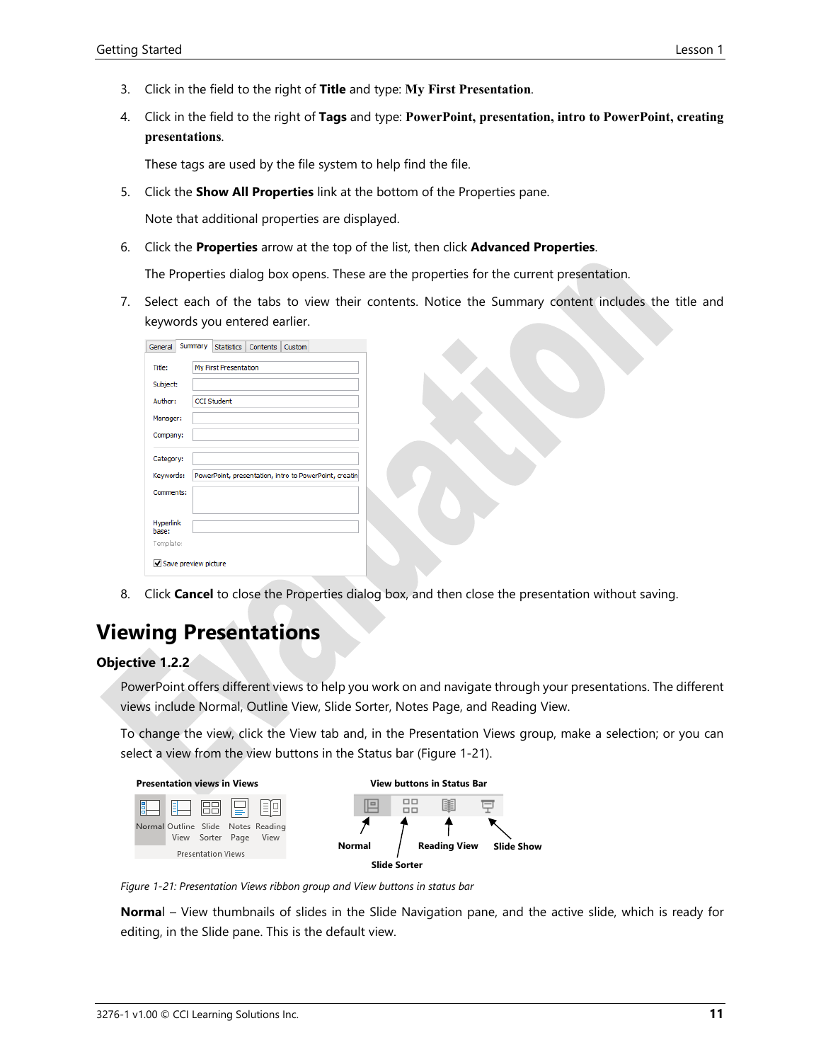3. Click in the field to the right of **Title** and type: **My First Presentation**.
4. Click in the field to the right of **Tags** and type: **PowerPoint, presentation, intro to PowerPoint, creating presentations**.

   These tags are used by the file system to help find the file.
5. Click the **Show All Properties** link at the bottom of the Properties pane.

   Note that additional properties are displayed.
6. Click the **Properties** arrow at the top of the list, then click **Advanced Properties**.

   The Properties dialog box opens. These are the properties for the current presentation.
7. Select each of the tabs to view their contents. Notice the Summary content includes the title and keywords you entered earlier.
8. Click **Cancel** to close the Properties dialog box, and then close the presentation without saving.

## Viewing Presentations

**Objective 1.2.2**

PowerPoint offers different views to help you work on and navigate through your presentations. The different views include Normal, Outline View, Slide Sorter, Notes Page, and Reading View.

To change the view, click the View tab and, in the Presentation Views group, make a selection; or you can select a view from the view buttons in the Status bar (Figure 1-21).

*Figure 1-21: Presentation Views ribbon group and View buttons in status bar*

**Normal** – View thumbnails of slides in the Slide Navigation pane, and the active slide, which is ready for editing, in the Slide pane. This is the default view.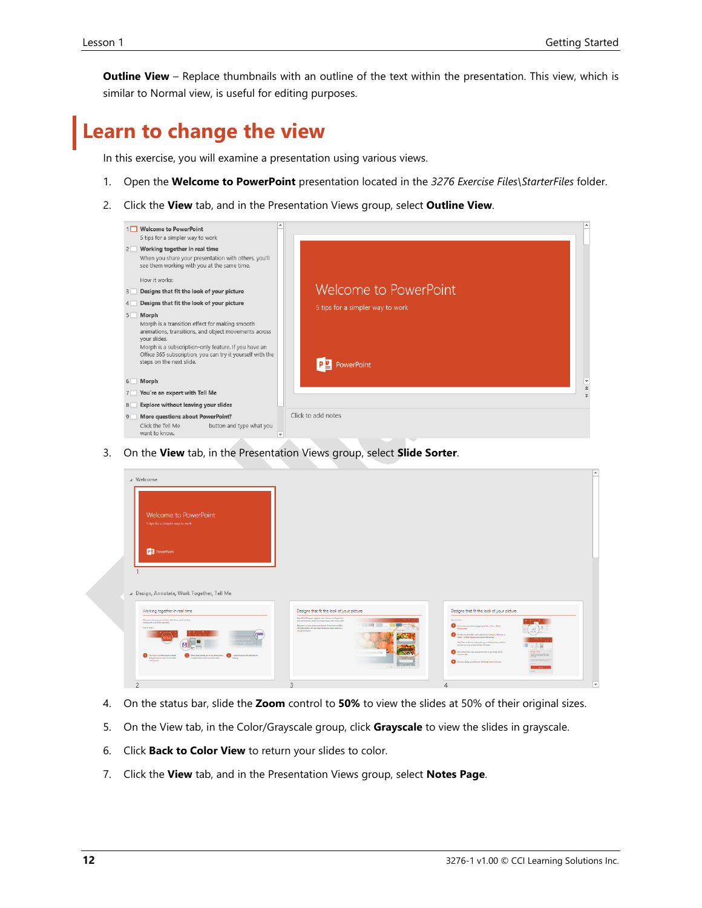**Outline View** – Replace thumbnails with an outline of the text within the presentation. This view, which is similar to Normal view, is useful for editing purposes.

# Learn to change the view

In this exercise, you will examine a presentation using various views.

1. Open the **Welcome to PowerPoint** presentation located in the *3276 Exercise Files\StarterFiles* folder.
2. Click the **View** tab, and in the Presentation Views group, select **Outline View**.
3. On the **View** tab, in the Presentation Views group, select **Slide Sorter**.
4. On the status bar, slide the **Zoom** control to **50%** to view the slides at 50% of their original sizes.
5. On the View tab, in the Color/Grayscale group, click **Grayscale** to view the slides in grayscale.
6. Click **Back to Color View** to return your slides to color.
7. Click the **View** tab, and in the Presentation Views group, select **Notes Page**.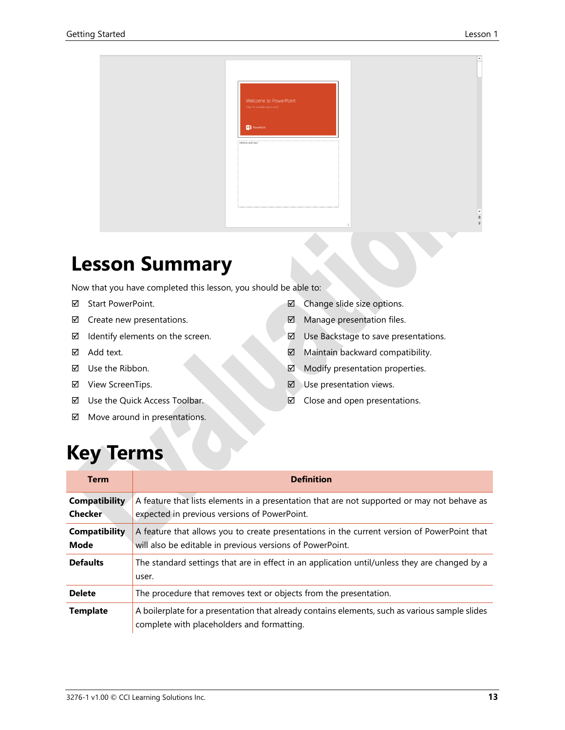# Lesson Summary

Now that you have completed this lesson, you should be able to:

- ☑ Start PowerPoint.
- ☑ Create new presentations.
- ☑ Identify elements on the screen.
- ☑ Add text.
- ☑ Use the Ribbon.
- ☑ View ScreenTips.
- ☑ Use the Quick Access Toolbar.
- ☑ Move around in presentations.
- ☑ Change slide size options.
- ☑ Manage presentation files.
- ☑ Use Backstage to save presentations.
- ☑ Maintain backward compatibility.
- ☑ Modify presentation properties.
- ☑ Use presentation views.
- ☑ Close and open presentations.

# Key Terms

| Term | Definition |
| --- | --- |
| **Compatibility Checker** | A feature that lists elements in a presentation that are not supported or may not behave as expected in previous versions of PowerPoint. |
| **Compatibility Mode** | A feature that allows you to create presentations in the current version of PowerPoint that will also be editable in previous versions of PowerPoint. |
| **Defaults** | The standard settings that are in effect in an application until/unless they are changed by a user. |
| **Delete** | The procedure that removes text or objects from the presentation. |
| **Template** | A boilerplate for a presentation that already contains elements, such as various sample slides complete with placeholders and formatting. |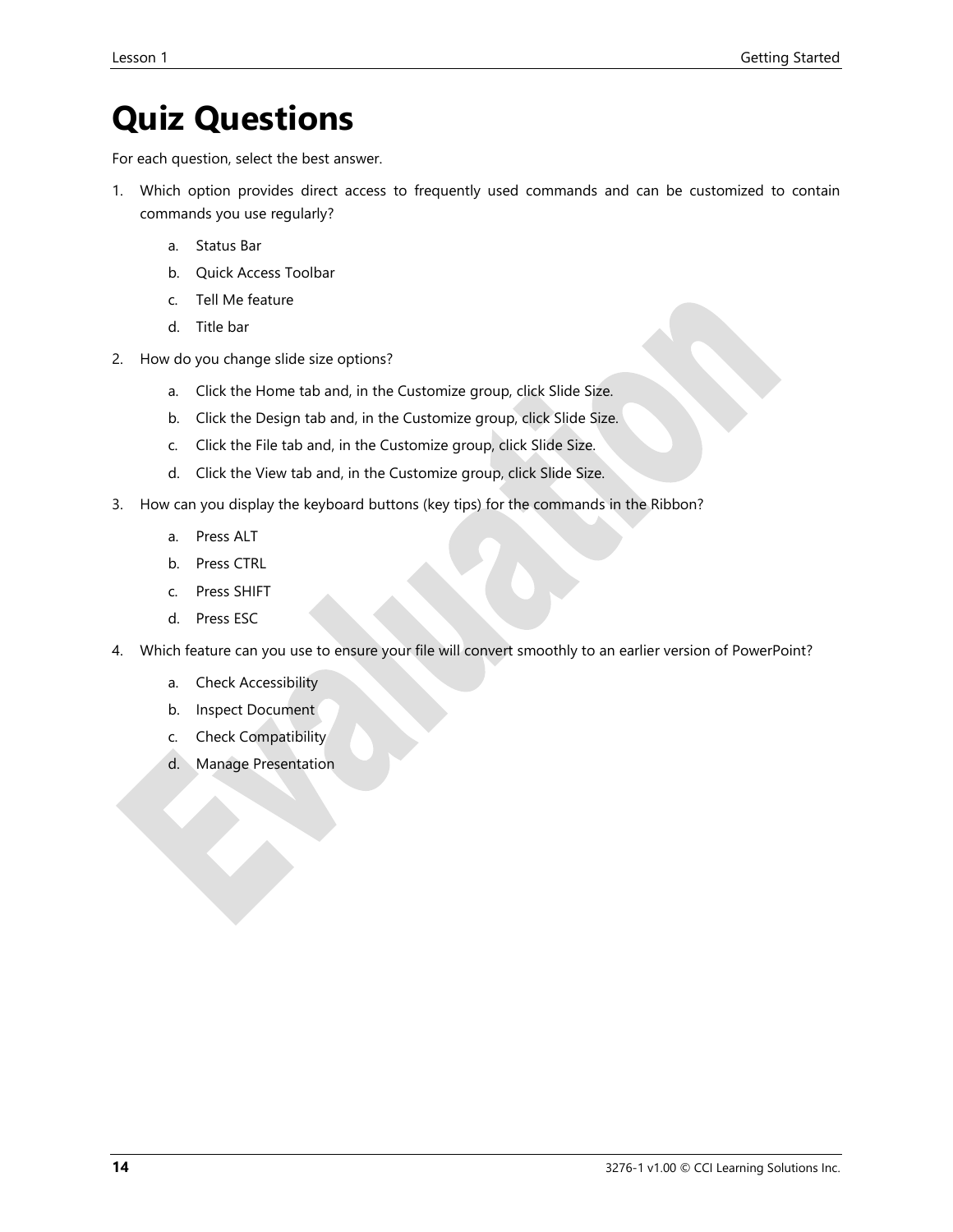# Quiz Questions

For each question, select the best answer.

1. Which option provides direct access to frequently used commands and can be customized to contain commands you use regularly?
    a. Status Bar
    b. Quick Access Toolbar
    c. Tell Me feature
    d. Title bar

2. How do you change slide size options?
    a. Click the Home tab and, in the Customize group, click Slide Size.
    b. Click the Design tab and, in the Customize group, click Slide Size.
    c. Click the File tab and, in the Customize group, click Slide Size.
    d. Click the View tab and, in the Customize group, click Slide Size.

3. How can you display the keyboard buttons (key tips) for the commands in the Ribbon?
    a. Press ALT
    b. Press CTRL
    c. Press SHIFT
    d. Press ESC

4. Which feature can you use to ensure your file will convert smoothly to an earlier version of PowerPoint?
    a. Check Accessibility
    b. Inspect Document
    c. Check Compatibility
    d. Manage Presentation